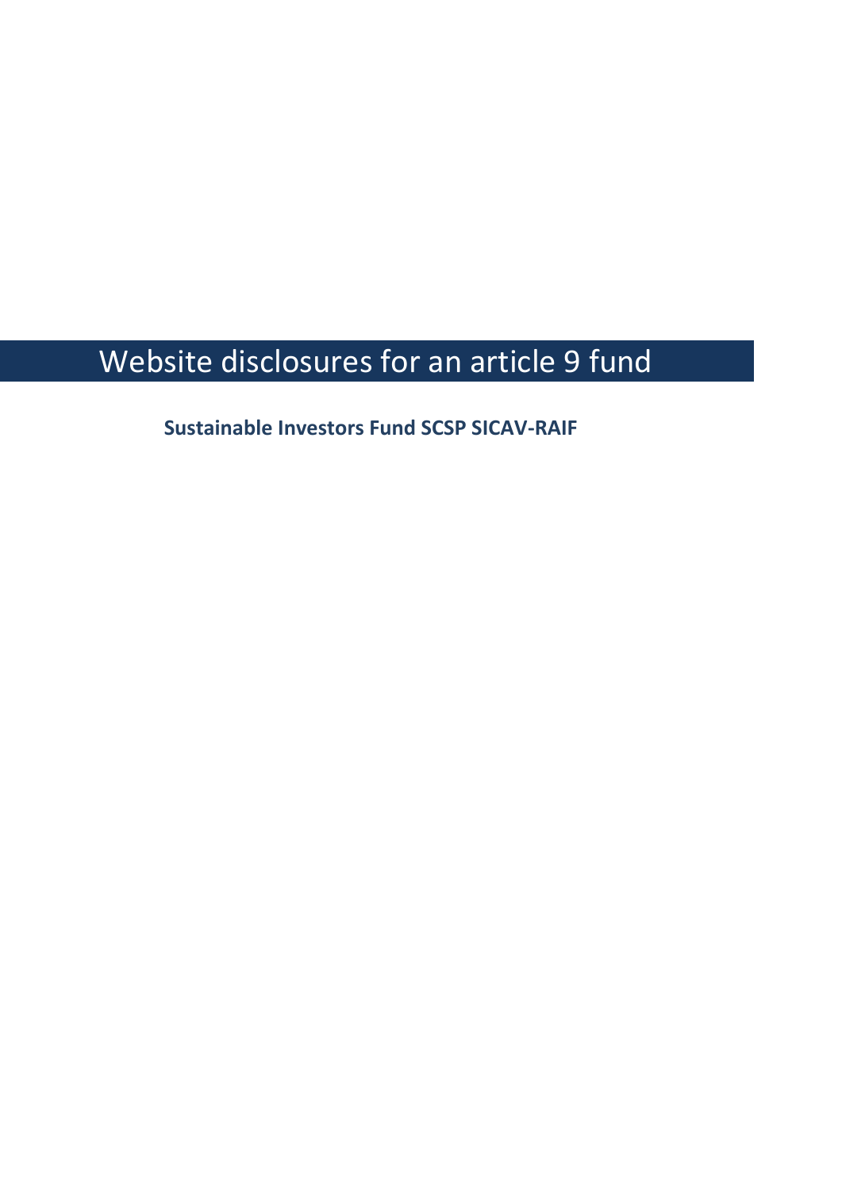# Website disclosures for an article 9 fund

**Sustainable Investors Fund SCSP SICAV-RAIF**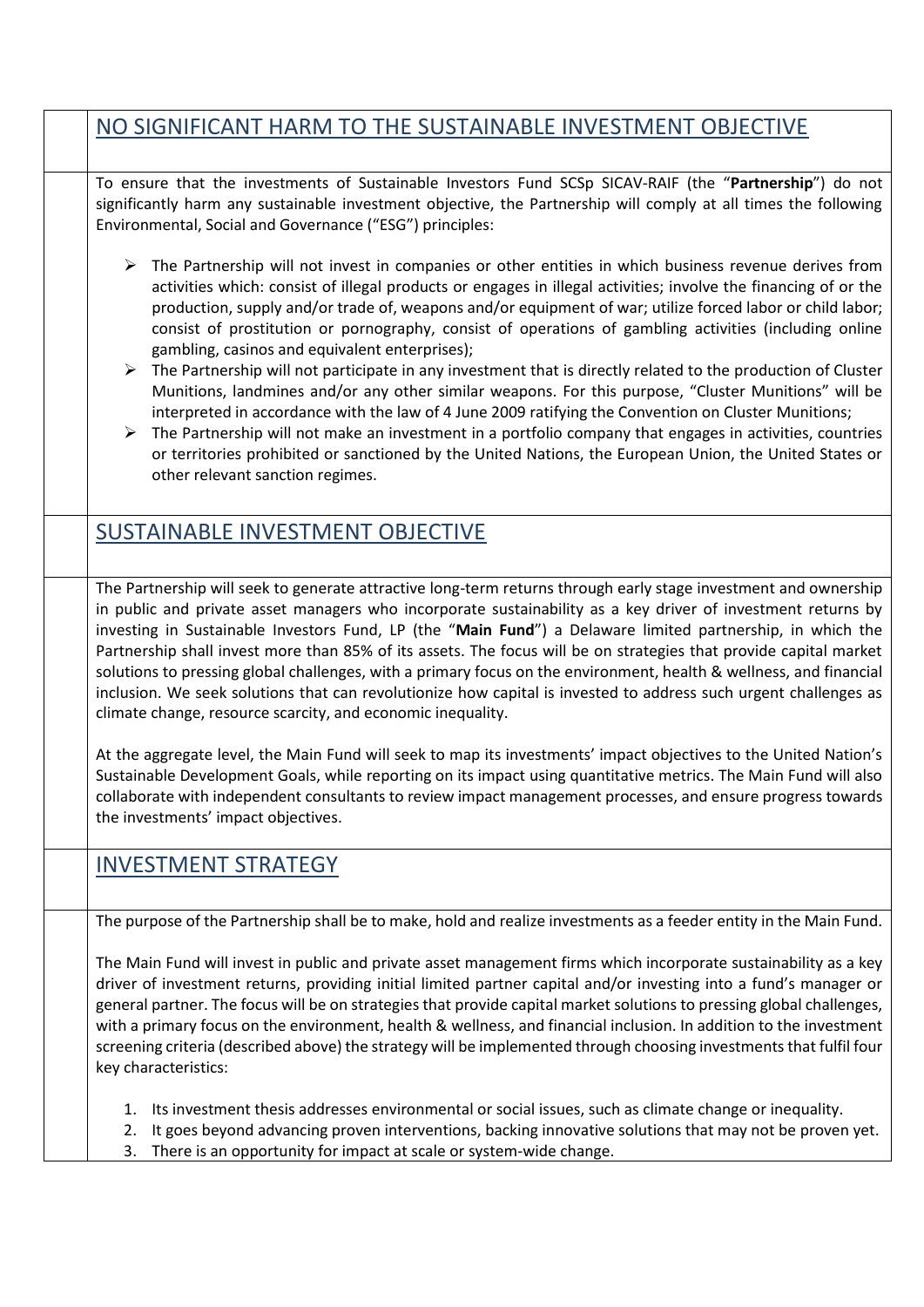## NO SIGNIFICANT HARM TO THE SUSTAINABLE INVESTMENT OBJECTIVE

To ensure that the investments of Sustainable Investors Fund SCSp SICAV-RAIF (the "**Partnership**") do not significantly harm any sustainable investment objective, the Partnership will comply at all times the following Environmental, Social and Governance ("ESG") principles:

- The Partnership will not invest in companies or other entities in which business revenue derives from activities which: consist of illegal products or engages in illegal activities; involve the financing of or the production, supply and/or trade of, weapons and/or equipment of war; utilize forced labor or child labor; consist of prostitution or pornography, consist of operations of gambling activities (including online gambling, casinos and equivalent enterprises);
- The Partnership will not participate in any investment that is directly related to the production of Cluster Munitions, landmines and/or any other similar weapons. For this purpose, "Cluster Munitions" will be interpreted in accordance with the law of 4 June 2009 ratifying the Convention on Cluster Munitions;
- The Partnership will not make an investment in a portfolio company that engages in activities, countries or territories prohibited or sanctioned by the United Nations, the European Union, the United States or other relevant sanction regimes.

## SUSTAINABLE INVESTMENT OBJECTIVE

The Partnership will seek to generate attractive long-term returns through early stage investment and ownership in public and private asset managers who incorporate sustainability as a key driver of investment returns by investing in Sustainable Investors Fund, LP (the "**Main Fund**") a Delaware limited partnership, in which the Partnership shall invest more than 85% of its assets. The focus will be on strategies that provide capital market solutions to pressing global challenges, with a primary focus on the environment, health & wellness, and financial inclusion. We seek solutions that can revolutionize how capital is invested to address such urgent challenges as climate change, resource scarcity, and economic inequality.

At the aggregate level, the Main Fund will seek to map its investments' impact objectives to the United Nation's Sustainable Development Goals, while reporting on its impact using quantitative metrics. The Main Fund will also collaborate with independent consultants to review impact management processes, and ensure progress towards the investments' impact objectives.

## INVESTMENT STRATEGY

The purpose of the Partnership shall be to make, hold and realize investments as a feeder entity in the Main Fund.

The Main Fund will invest in public and private asset management firms which incorporate sustainability as a key driver of investment returns, providing initial limited partner capital and/or investing into a fund's manager or general partner. The focus will be on strategies that provide capital market solutions to pressing global challenges, with a primary focus on the environment, health & wellness, and financial inclusion. In addition to the investment screening criteria (described above) the strategy will be implemented through choosing investments that fulfil four key characteristics:

1. Its investment thesis addresses environmental or social issues, such as climate change or inequality.
2. It goes beyond advancing proven interventions, backing innovative solutions that may not be proven yet.
3. There is an opportunity for impact at scale or system-wide change.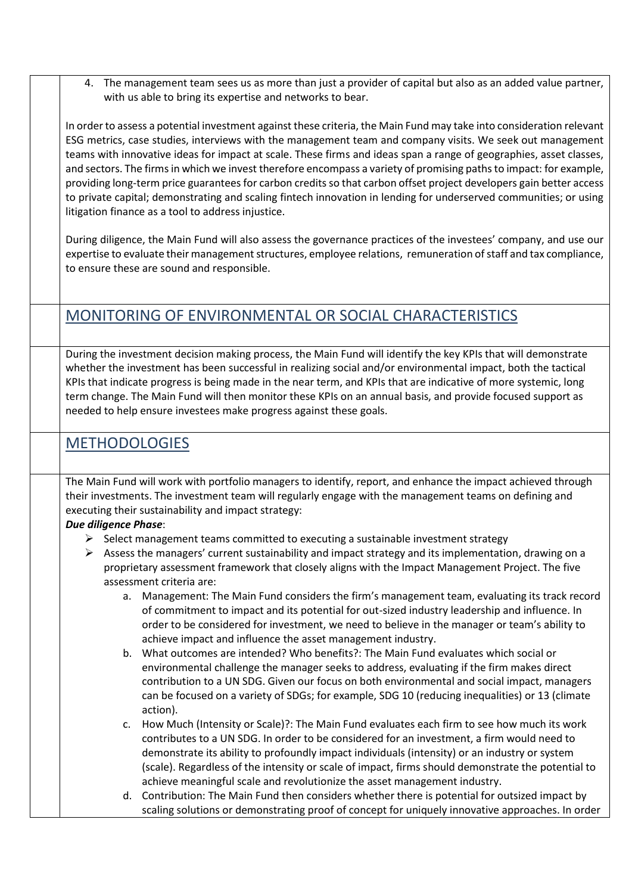4. The management team sees us as more than just a provider of capital but also as an added value partner, with us able to bring its expertise and networks to bear.

In order to assess a potential investment against these criteria, the Main Fund may take into consideration relevant ESG metrics, case studies, interviews with the management team and company visits. We seek out management teams with innovative ideas for impact at scale. These firms and ideas span a range of geographies, asset classes, and sectors. The firms in which we invest therefore encompass a variety of promising paths to impact: for example, providing long-term price guarantees for carbon credits so that carbon offset project developers gain better access to private capital; demonstrating and scaling fintech innovation in lending for underserved communities; or using litigation finance as a tool to address injustice.

During diligence, the Main Fund will also assess the governance practices of the investees' company, and use our expertise to evaluate their management structures, employee relations, remuneration of staff and tax compliance, to ensure these are sound and responsible.

## MONITORING OF ENVIRONMENTAL OR SOCIAL CHARACTERISTICS

During the investment decision making process, the Main Fund will identify the key KPIs that will demonstrate whether the investment has been successful in realizing social and/or environmental impact, both the tactical KPIs that indicate progress is being made in the near term, and KPIs that are indicative of more systemic, long term change. The Main Fund will then monitor these KPIs on an annual basis, and provide focused support as needed to help ensure investees make progress against these goals.

## METHODOLOGIES

The Main Fund will work with portfolio managers to identify, report, and enhance the impact achieved through their investments. The investment team will regularly engage with the management teams on defining and executing their sustainability and impact strategy:

***Due diligence Phase***:

- Select management teams committed to executing a sustainable investment strategy
- Assess the managers' current sustainability and impact strategy and its implementation, drawing on a proprietary assessment framework that closely aligns with the Impact Management Project. The five assessment criteria are:
    a. Management: The Main Fund considers the firm's management team, evaluating its track record of commitment to impact and its potential for out-sized industry leadership and influence. In order to be considered for investment, we need to believe in the manager or team's ability to achieve impact and influence the asset management industry.
    b. What outcomes are intended? Who benefits?: The Main Fund evaluates which social or environmental challenge the manager seeks to address, evaluating if the firm makes direct contribution to a UN SDG. Given our focus on both environmental and social impact, managers can be focused on a variety of SDGs; for example, SDG 10 (reducing inequalities) or 13 (climate action).
    c. How Much (Intensity or Scale)?: The Main Fund evaluates each firm to see how much its work contributes to a UN SDG. In order to be considered for an investment, a firm would need to demonstrate its ability to profoundly impact individuals (intensity) or an industry or system (scale). Regardless of the intensity or scale of impact, firms should demonstrate the potential to achieve meaningful scale and revolutionize the asset management industry.
    d. Contribution: The Main Fund then considers whether there is potential for outsized impact by scaling solutions or demonstrating proof of concept for uniquely innovative approaches. In order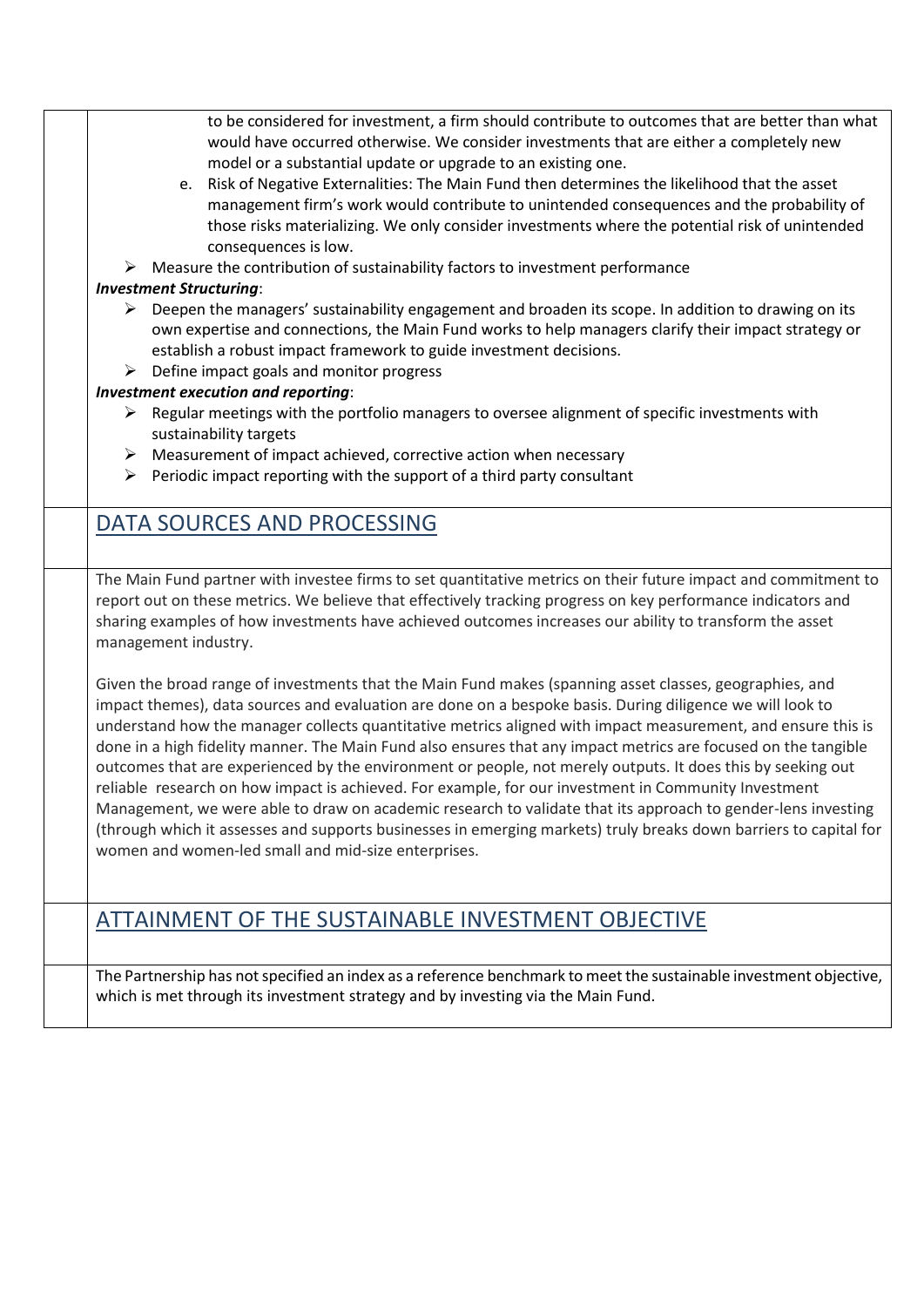to be considered for investment, a firm should contribute to outcomes that are better than what would have occurred otherwise. We consider investments that are either a completely new model or a substantial update or upgrade to an existing one.

e. Risk of Negative Externalities: The Main Fund then determines the likelihood that the asset management firm's work would contribute to unintended consequences and the probability of those risks materializing. We only consider investments where the potential risk of unintended consequences is low.

- Measure the contribution of sustainability factors to investment performance

***Investment Structuring***:

- Deepen the managers' sustainability engagement and broaden its scope. In addition to drawing on its own expertise and connections, the Main Fund works to help managers clarify their impact strategy or establish a robust impact framework to guide investment decisions.
- Define impact goals and monitor progress

***Investment execution and reporting***:

- Regular meetings with the portfolio managers to oversee alignment of specific investments with sustainability targets
- Measurement of impact achieved, corrective action when necessary
- Periodic impact reporting with the support of a third party consultant

## DATA SOURCES AND PROCESSING

The Main Fund partner with investee firms to set quantitative metrics on their future impact and commitment to report out on these metrics. We believe that effectively tracking progress on key performance indicators and sharing examples of how investments have achieved outcomes increases our ability to transform the asset management industry.

Given the broad range of investments that the Main Fund makes (spanning asset classes, geographies, and impact themes), data sources and evaluation are done on a bespoke basis. During diligence we will look to understand how the manager collects quantitative metrics aligned with impact measurement, and ensure this is done in a high fidelity manner. The Main Fund also ensures that any impact metrics are focused on the tangible outcomes that are experienced by the environment or people, not merely outputs. It does this by seeking out reliable research on how impact is achieved. For example, for our investment in Community Investment Management, we were able to draw on academic research to validate that its approach to gender-lens investing (through which it assesses and supports businesses in emerging markets) truly breaks down barriers to capital for women and women-led small and mid-size enterprises.

## ATTAINMENT OF THE SUSTAINABLE INVESTMENT OBJECTIVE

The Partnership has not specified an index as a reference benchmark to meet the sustainable investment objective, which is met through its investment strategy and by investing via the Main Fund.